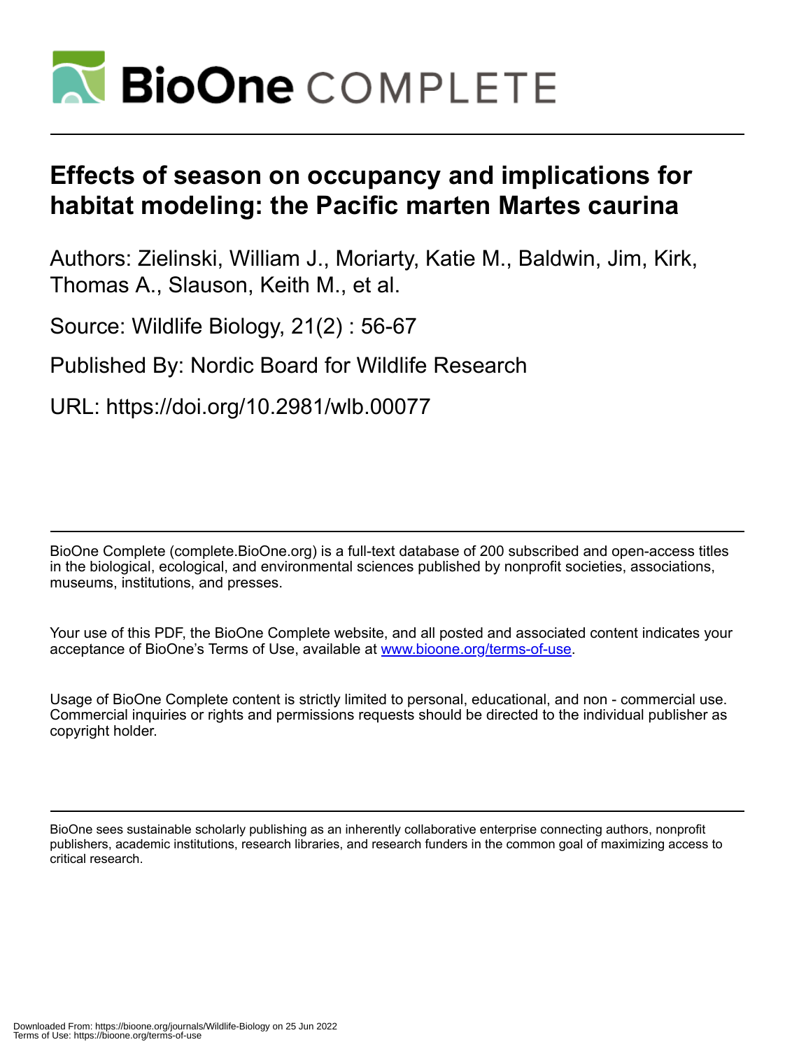# Effects of season on occupancy and implications for habitat modeling: the Pacific marten Martes caurina

Authors: Zielinski, William J., Moriarty, Katie M., Baldwin, Jim, Kirk, Thomas A., Slauson, Keith M., et al.

Source: Wildlife Biology, 21(2) : 56-67

Published By: Nordic Board for Wildlife Research

URL: https://doi.org/10.2981/wlb.00077

BioOne Complete (complete.BioOne.org) is a full-text database of 200 subscribed and open-access titles in the biological, ecological, and environmental sciences published by nonprofit societies, associations, museums, institutions, and presses.

Your use of this PDF, the BioOne Complete website, and all posted and associated content indicates your acceptance of BioOne's Terms of Use, available at www.bioone.org/terms-of-use.

Usage of BioOne Complete content is strictly limited to personal, educational, and non - commercial use. Commercial inquiries or rights and permissions requests should be directed to the individual publisher as copyright holder.

BioOne sees sustainable scholarly publishing as an inherently collaborative enterprise connecting authors, nonprofit publishers, academic institutions, research libraries, and research funders in the common goal of maximizing access to critical research.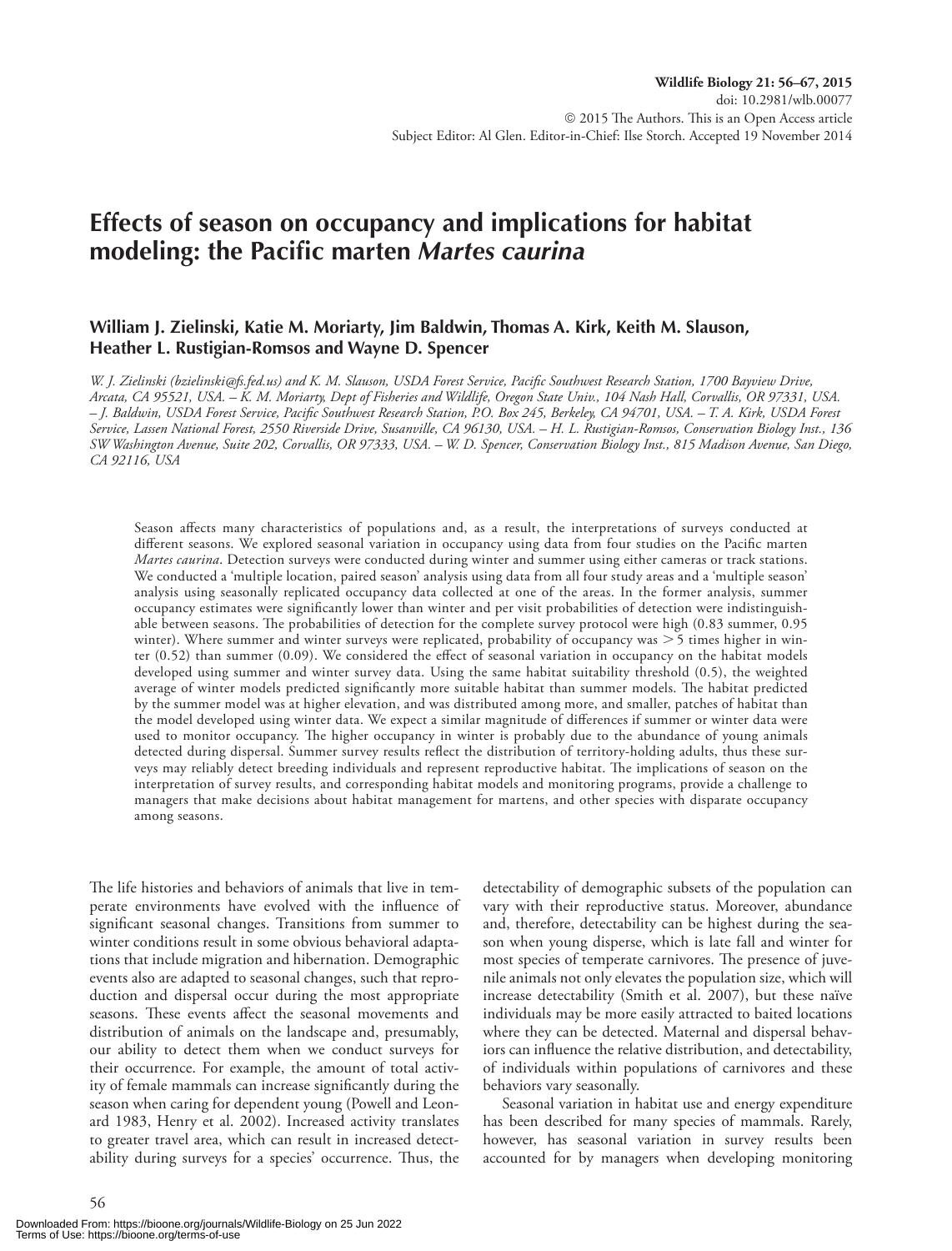Wildlife Biology 21: 56–67, 2015
doi: 10.2981/wlb.00077
© 2015 The Authors. This is an Open Access article
Subject Editor: Al Glen. Editor-in-Chief: Ilse Storch. Accepted 19 November 2014

# Effects of season on occupancy and implications for habitat modeling: the Pacific marten *Martes caurina*

**William J. Zielinski, Katie M. Moriarty, Jim Baldwin, Thomas A. Kirk, Keith M. Slauson, Heather L. Rustigian-Romsos and Wayne D. Spencer**

*W. J. Zielinski (bzielinski@fs.fed.us) and K. M. Slauson, USDA Forest Service, Pacific Southwest Research Station, 1700 Bayview Drive, Arcata, CA 95521, USA. – K. M. Moriarty, Dept of Fisheries and Wildlife, Oregon State Univ., 104 Nash Hall, Corvallis, OR 97331, USA. – J. Baldwin, USDA Forest Service, Pacific Southwest Research Station, P.O. Box 245, Berkeley, CA 94701, USA. – T. A. Kirk, USDA Forest Service, Lassen National Forest, 2550 Riverside Drive, Susanville, CA 96130, USA. – H. L. Rustigian-Romsos, Conservation Biology Inst., 136 SW Washington Avenue, Suite 202, Corvallis, OR 97333, USA. – W. D. Spencer, Conservation Biology Inst., 815 Madison Avenue, San Diego, CA 92116, USA*

Season affects many characteristics of populations and, as a result, the interpretations of surveys conducted at different seasons. We explored seasonal variation in occupancy using data from four studies on the Pacific marten *Martes caurina*. Detection surveys were conducted during winter and summer using either cameras or track stations. We conducted a 'multiple location, paired season' analysis using data from all four study areas and a 'multiple season' analysis using seasonally replicated occupancy data collected at one of the areas. In the former analysis, summer occupancy estimates were significantly lower than winter and per visit probabilities of detection were indistinguishable between seasons. The probabilities of detection for the complete survey protocol were high (0.83 summer, 0.95 winter). Where summer and winter surveys were replicated, probability of occupancy was $>5$ times higher in winter (0.52) than summer (0.09). We considered the effect of seasonal variation in occupancy on the habitat models developed using summer and winter survey data. Using the same habitat suitability threshold (0.5), the weighted average of winter models predicted significantly more suitable habitat than summer models. The habitat predicted by the summer model was at higher elevation, and was distributed among more, and smaller, patches of habitat than the model developed using winter data. We expect a similar magnitude of differences if summer or winter data were used to monitor occupancy. The higher occupancy in winter is probably due to the abundance of young animals detected during dispersal. Summer survey results reflect the distribution of territory-holding adults, thus these surveys may reliably detect breeding individuals and represent reproductive habitat. The implications of season on the interpretation of survey results, and corresponding habitat models and monitoring programs, provide a challenge to managers that make decisions about habitat management for martens, and other species with disparate occupancy among seasons.

The life histories and behaviors of animals that live in temperate environments have evolved with the influence of significant seasonal changes. Transitions from summer to winter conditions result in some obvious behavioral adaptations that include migration and hibernation. Demographic events also are adapted to seasonal changes, such that reproduction and dispersal occur during the most appropriate seasons. These events affect the seasonal movements and distribution of animals on the landscape and, presumably, our ability to detect them when we conduct surveys for their occurrence. For example, the amount of total activity of female mammals can increase significantly during the season when caring for dependent young (Powell and Leonard 1983, Henry et al. 2002). Increased activity translates to greater travel area, which can result in increased detectability during surveys for a species' occurrence. Thus, the detectability of demographic subsets of the population can vary with their reproductive status. Moreover, abundance and, therefore, detectability can be highest during the season when young disperse, which is late fall and winter for most species of temperate carnivores. The presence of juvenile animals not only elevates the population size, which will increase detectability (Smith et al. 2007), but these naïve individuals may be more easily attracted to baited locations where they can be detected. Maternal and dispersal behaviors can influence the relative distribution, and detectability, of individuals within populations of carnivores and these behaviors vary seasonally.

Seasonal variation in habitat use and energy expenditure has been described for many species of mammals. Rarely, however, has seasonal variation in survey results been accounted for by managers when developing monitoring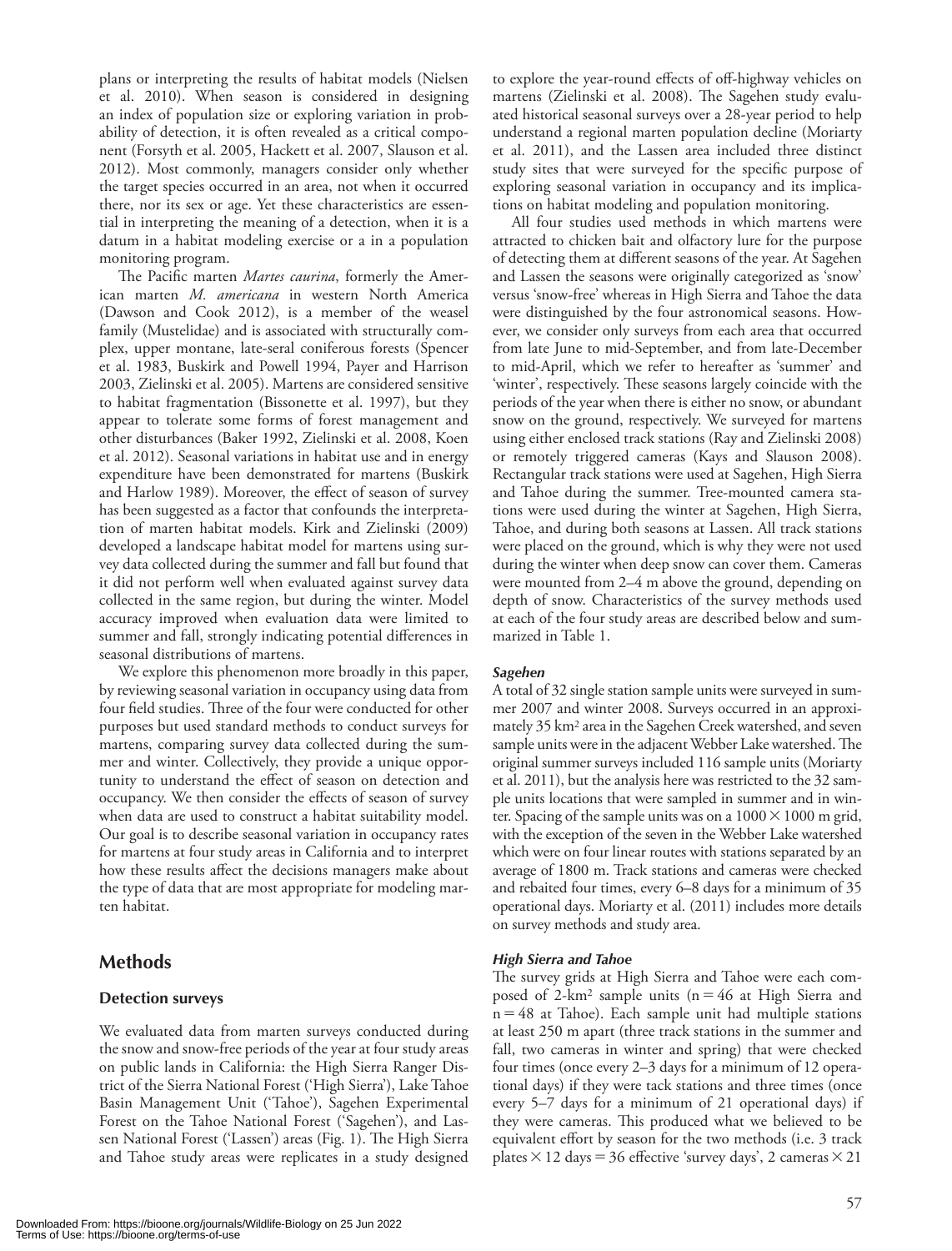plans or interpreting the results of habitat models (Nielsen et al. 2010). When season is considered in designing an index of population size or exploring variation in probability of detection, it is often revealed as a critical component (Forsyth et al. 2005, Hackett et al. 2007, Slauson et al. 2012). Most commonly, managers consider only whether the target species occurred in an area, not when it occurred there, nor its sex or age. Yet these characteristics are essential in interpreting the meaning of a detection, when it is a datum in a habitat modeling exercise or a in a population monitoring program.

The Pacific marten *Martes caurina*, formerly the American marten *M. americana* in western North America (Dawson and Cook 2012), is a member of the weasel family (Mustelidae) and is associated with structurally complex, upper montane, late-seral coniferous forests (Spencer et al. 1983, Buskirk and Powell 1994, Payer and Harrison 2003, Zielinski et al. 2005). Martens are considered sensitive to habitat fragmentation (Bissonette et al. 1997), but they appear to tolerate some forms of forest management and other disturbances (Baker 1992, Zielinski et al. 2008, Koen et al. 2012). Seasonal variations in habitat use and in energy expenditure have been demonstrated for martens (Buskirk and Harlow 1989). Moreover, the effect of season of survey has been suggested as a factor that confounds the interpretation of marten habitat models. Kirk and Zielinski (2009) developed a landscape habitat model for martens using survey data collected during the summer and fall but found that it did not perform well when evaluated against survey data collected in the same region, but during the winter. Model accuracy improved when evaluation data were limited to summer and fall, strongly indicating potential differences in seasonal distributions of martens.

We explore this phenomenon more broadly in this paper, by reviewing seasonal variation in occupancy using data from four field studies. Three of the four were conducted for other purposes but used standard methods to conduct surveys for martens, comparing survey data collected during the summer and winter. Collectively, they provide a unique opportunity to understand the effect of season on detection and occupancy. We then consider the effects of season of survey when data are used to construct a habitat suitability model. Our goal is to describe seasonal variation in occupancy rates for martens at four study areas in California and to interpret how these results affect the decisions managers make about the type of data that are most appropriate for modeling marten habitat.

## Methods

### Detection surveys

We evaluated data from marten surveys conducted during the snow and snow-free periods of the year at four study areas on public lands in California: the High Sierra Ranger District of the Sierra National Forest ('High Sierra'), Lake Tahoe Basin Management Unit ('Tahoe'), Sagehen Experimental Forest on the Tahoe National Forest ('Sagehen'), and Lassen National Forest ('Lassen') areas (Fig. 1). The High Sierra and Tahoe study areas were replicates in a study designed to explore the year-round effects of off-highway vehicles on martens (Zielinski et al. 2008). The Sagehen study evaluated historical seasonal surveys over a 28-year period to help understand a regional marten population decline (Moriarty et al. 2011), and the Lassen area included three distinct study sites that were surveyed for the specific purpose of exploring seasonal variation in occupancy and its implications on habitat modeling and population monitoring.

All four studies used methods in which martens were attracted to chicken bait and olfactory lure for the purpose of detecting them at different seasons of the year. At Sagehen and Lassen the seasons were originally categorized as 'snow' versus 'snow-free' whereas in High Sierra and Tahoe the data were distinguished by the four astronomical seasons. However, we consider only surveys from each area that occurred from late June to mid-September, and from late-December to mid-April, which we refer to hereafter as 'summer' and 'winter', respectively. These seasons largely coincide with the periods of the year when there is either no snow, or abundant snow on the ground, respectively. We surveyed for martens using either enclosed track stations (Ray and Zielinski 2008) or remotely triggered cameras (Kays and Slauson 2008). Rectangular track stations were used at Sagehen, High Sierra and Tahoe during the summer. Tree-mounted camera stations were used during the winter at Sagehen, High Sierra, Tahoe, and during both seasons at Lassen. All track stations were placed on the ground, which is why they were not used during the winter when deep snow can cover them. Cameras were mounted from 2–4 m above the ground, depending on depth of snow. Characteristics of the survey methods used at each of the four study areas are described below and summarized in Table 1.

#### *Sagehen*

A total of 32 single station sample units were surveyed in summer 2007 and winter 2008. Surveys occurred in an approximately 35 km² area in the Sagehen Creek watershed, and seven sample units were in the adjacent Webber Lake watershed. The original summer surveys included 116 sample units (Moriarty et al. 2011), but the analysis here was restricted to the 32 sample units locations that were sampled in summer and in winter. Spacing of the sample units was on a $1000 \times 1000$ m grid, with the exception of the seven in the Webber Lake watershed which were on four linear routes with stations separated by an average of 1800 m. Track stations and cameras were checked and rebaited four times, every 6–8 days for a minimum of 35 operational days. Moriarty et al. (2011) includes more details on survey methods and study area.

#### *High Sierra and Tahoe*

The survey grids at High Sierra and Tahoe were each composed of 2-km² sample units ($n = 46$ at High Sierra and $n = 48$ at Tahoe). Each sample unit had multiple stations at least 250 m apart (three track stations in the summer and fall, two cameras in winter and spring) that were checked four times (once every 2–3 days for a minimum of 12 operational days) if they were tack stations and three times (once every 5–7 days for a minimum of 21 operational days) if they were cameras. This produced what we believed to be equivalent effort by season for the two methods (i.e. 3 track plates $\times$ 12 days = 36 effective 'survey days', 2 cameras $\times$ 21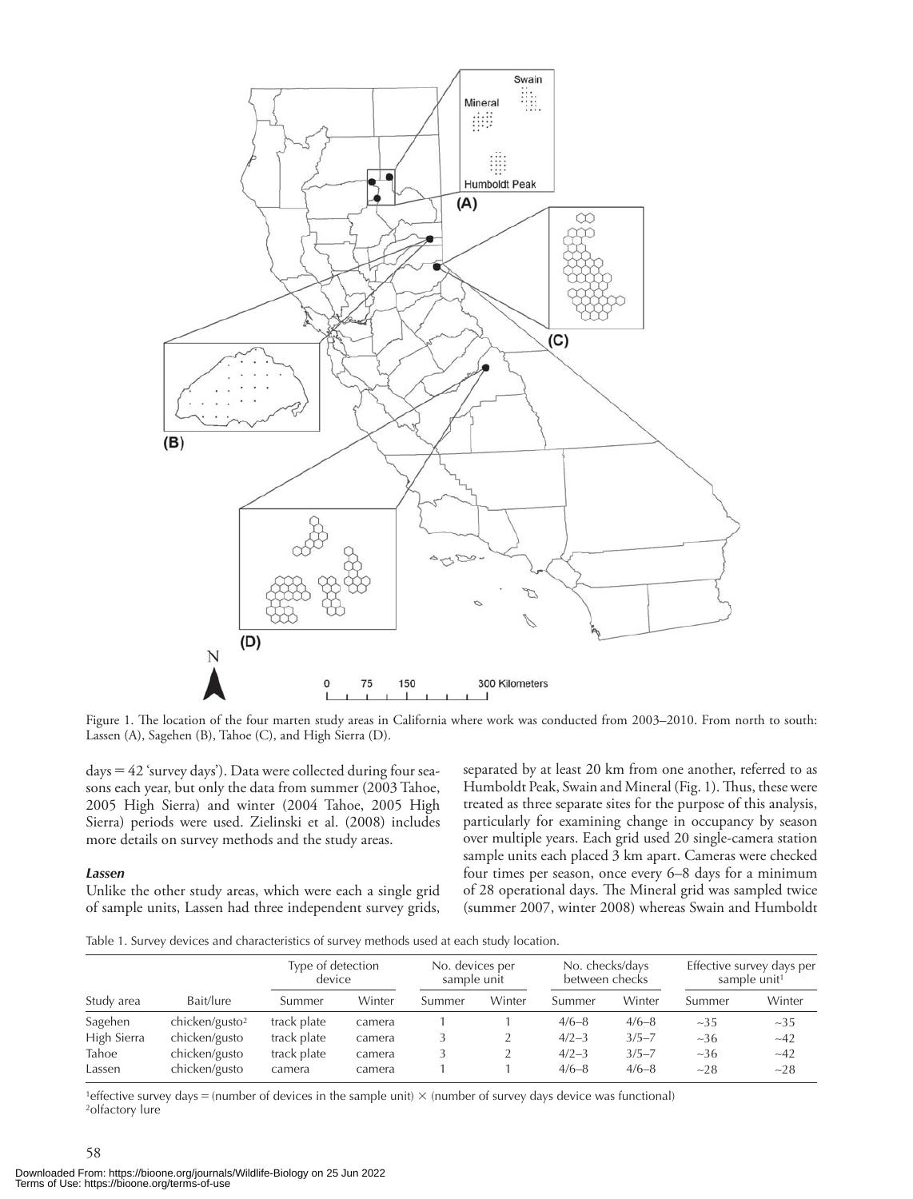Figure 1. The location of the four marten study areas in California where work was conducted from 2003–2010. From north to south: Lassen (A), Sagehen (B), Tahoe (C), and High Sierra (D).

days = 42 'survey days'). Data were collected during four seasons each year, but only the data from summer (2003 Tahoe, 2005 High Sierra) and winter (2004 Tahoe, 2005 High Sierra) periods were used. Zielinski et al. (2008) includes more details on survey methods and the study areas.

### *Lassen*

Unlike the other study areas, which were each a single grid of sample units, Lassen had three independent survey grids, separated by at least 20 km from one another, referred to as Humboldt Peak, Swain and Mineral (Fig. 1). Thus, these were treated as three separate sites for the purpose of this analysis, particularly for examining change in occupancy by season over multiple years. Each grid used 20 single-camera station sample units each placed 3 km apart. Cameras were checked four times per season, once every 6–8 days for a minimum of 28 operational days. The Mineral grid was sampled twice (summer 2007, winter 2008) whereas Swain and Humboldt

Table 1. Survey devices and characteristics of survey methods used at each study location.

| Study area | Bait/lure | Type of detection device | | No. devices per sample unit | | No. checks/days between checks | | Effective survey days per sample unit[1] | |
|---|---|---|---|---|---|---|---|---|---|
| | | Summer | Winter | Summer | Winter | Summer | Winter | Summer | Winter |
| Sagehen | chicken/gusto[2] | track plate | camera | 1 | 1 | 4/6–8 | 4/6–8 | ~35 | ~35 |
| High Sierra | chicken/gusto | track plate | camera | 3 | 2 | 4/2–3 | 3/5–7 | ~36 | ~42 |
| Tahoe | chicken/gusto | track plate | camera | 3 | 2 | 4/2–3 | 3/5–7 | ~36 | ~42 |
| Lassen | chicken/gusto | camera | camera | 1 | 1 | 4/6–8 | 4/6–8 | ~28 | ~28 |

[1]effective survey days = (number of devices in the sample unit) × (number of survey days device was functional)
[2]olfactory lure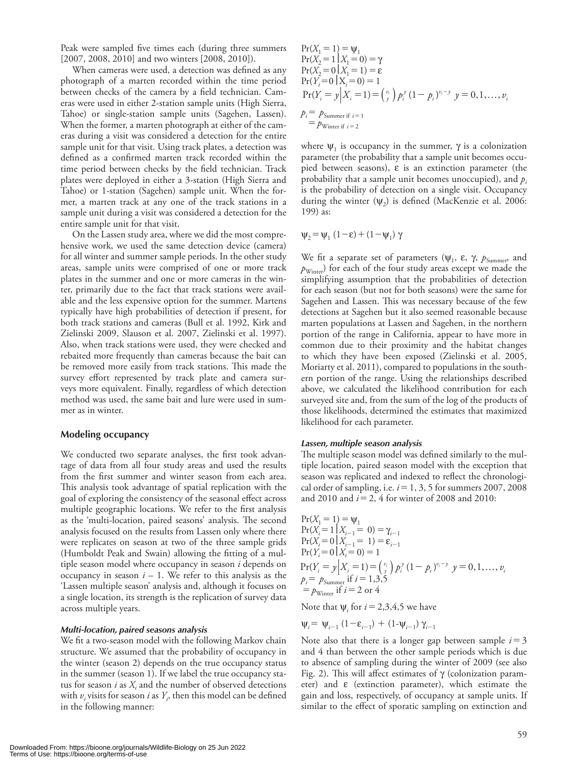Peak were sampled five times each (during three summers [2007, 2008, 2010] and two winters [2008, 2010]).

When cameras were used, a detection was defined as any photograph of a marten recorded within the time period between checks of the camera by a field technician. Cameras were used in either 2-station sample units (High Sierra, Tahoe) or single-station sample units (Sagehen, Lassen). When the former, a marten photograph at either of the cameras during a visit was considered a detection for the entire sample unit for that visit. Using track plates, a detection was defined as a confirmed marten track recorded within the time period between checks by the field technician. Track plates were deployed in either a 3-station (High Sierra and Tahoe) or 1-station (Sagehen) sample unit. When the former, a marten track at any one of the track stations in a sample unit during a visit was considered a detection for the entire sample unit for that visit.

On the Lassen study area, where we did the most comprehensive work, we used the same detection device (camera) for all winter and summer sample periods. In the other study areas, sample units were comprised of one or more track plates in the summer and one or more cameras in the winter, primarily due to the fact that track stations were available and the less expensive option for the summer. Martens typically have high probabilities of detection if present, for both track stations and cameras (Bull et al. 1992, Kirk and Zielinski 2009, Slauson et al. 2007, Zielinski et al. 1997). Also, when track stations were used, they were checked and rebaited more frequently than cameras because the bait can be removed more easily from track stations. This made the survey effort represented by track plate and camera surveys more equivalent. Finally, regardless of which detection method was used, the same bait and lure were used in summer as in winter.

## Modeling occupancy

We conducted two separate analyses, the first took advantage of data from all four study areas and used the results from the first summer and winter season from each area. This analysis took advantage of spatial replication with the goal of exploring the consistency of the seasonal effect across multiple geographic locations. We refer to the first analysis as the 'multi-location, paired seasons' analysis. The second analysis focused on the results from Lassen only where there were replicates on season at two of the three sample grids (Humboldt Peak and Swain) allowing the fitting of a multiple season model where occupancy in season $i$ depends on occupancy in season $i - 1$. We refer to this analysis as the 'Lassen multiple season' analysis and, although it focuses on a single location, its strength is the replication of survey data across multiple years.

### *Multi-location, paired seasons analysis*

We fit a two-season model with the following Markov chain structure. We assumed that the probability of occupancy in the winter (season 2) depends on the true occupancy status in the summer (season 1). If we label the true occupancy status for season $i$ as $X_i$ and the number of observed detections with $v_i$ visits for season $i$ as $Y_i$, then this model can be defined in the following manner:

$$\Pr(X_1 = 1) = \psi_1$$
$$\Pr(X_2 = 1 \mid X_1 = 0) = \gamma$$
$$\Pr(X_2 = 0 \mid X_1 = 1) = \varepsilon$$
$$\Pr(Y_i = 0 \mid X_i = 0) = 1$$
$$\Pr(Y_i = y \mid X_i = 1) = \binom{v_i}{y} p_i^y (1 - p_i)^{v_i - y} \quad y = 0, 1, \ldots, v_i$$
$$p_i = p_{\text{Summer if } i=1}$$
$$= p_{\text{Winter if } i=2}$$

where $\psi_1$ is occupancy in the summer, $\gamma$ is a colonization parameter (the probability that a sample unit becomes occupied between seasons), $\varepsilon$ is an extinction parameter (the probability that a sample unit becomes unoccupied), and $p_i$ is the probability of detection on a single visit. Occupancy during the winter ($\psi_2$) is defined (MacKenzie et al. 2006: 199) as:

$$\psi_2 = \psi_1 (1 - \varepsilon) + (1 - \psi_1) \gamma$$

We fit a separate set of parameters ($\psi_1$, $\varepsilon$, $\gamma$, $p_{\text{Summer}}$, and $p_{\text{Winter}}$) for each of the four study areas except we made the simplifying assumption that the probabilities of detection for each season (but not for both seasons) were the same for Sagehen and Lassen. This was necessary because of the few detections at Sagehen but it also seemed reasonable because marten populations at Lassen and Sagehen, in the northern portion of the range in California, appear to have more in common due to their proximity and the habitat changes to which they have been exposed (Zielinski et al. 2005, Moriarty et al. 2011), compared to populations in the southern portion of the range. Using the relationships described above, we calculated the likelihood contribution for each surveyed site and, from the sum of the log of the products of those likelihoods, determined the estimates that maximized likelihood for each parameter.

### *Lassen, multiple season analysis*

The multiple season model was defined similarly to the multiple location, paired season model with the exception that season was replicated and indexed to reflect the chronological order of sampling, i.e. $i = 1, 3, 5$ for summers 2007, 2008 and 2010 and $i = 2, 4$ for winter of 2008 and 2010:

$$\Pr(X_1 = 1) = \psi_1$$
$$\Pr(X_i = 1 \mid X_{i-1} = 0) = \gamma_{i-1}$$
$$\Pr(X_i = 0 \mid X_{i-1} = 1) = \varepsilon_{i-1}$$
$$\Pr(Y_i = 0 \mid X_i = 0) = 1$$
$$\Pr(Y_i = y \mid X_i = 1) = \binom{v_i}{y} p_i^y (1 - p_i)^{v_i - y} \quad y = 0, 1, \ldots, v_i$$
$$p_i = p_{\text{Summer}} \text{ if } i = 1,3,5$$
$$= p_{\text{Winter}} \text{ if } i = 2 \text{ or } 4$$

Note that $\psi_i$ for $i = 2,3,4,5$ we have

$$\psi_i = \psi_{i-1} (1 - \varepsilon_{i-1}) + (1 - \psi_{i-1}) \gamma_{i-1}$$

Note also that there is a longer gap between sample $i = 3$ and 4 than between the other sample periods which is due to absence of sampling during the winter of 2009 (see also Fig. 2). This will affect estimates of $\gamma$ (colonization parameter) and $\varepsilon$ (extinction parameter), which estimate the gain and loss, respectively, of occupancy at sample units. If similar to the effect of sporatic sampling on extinction and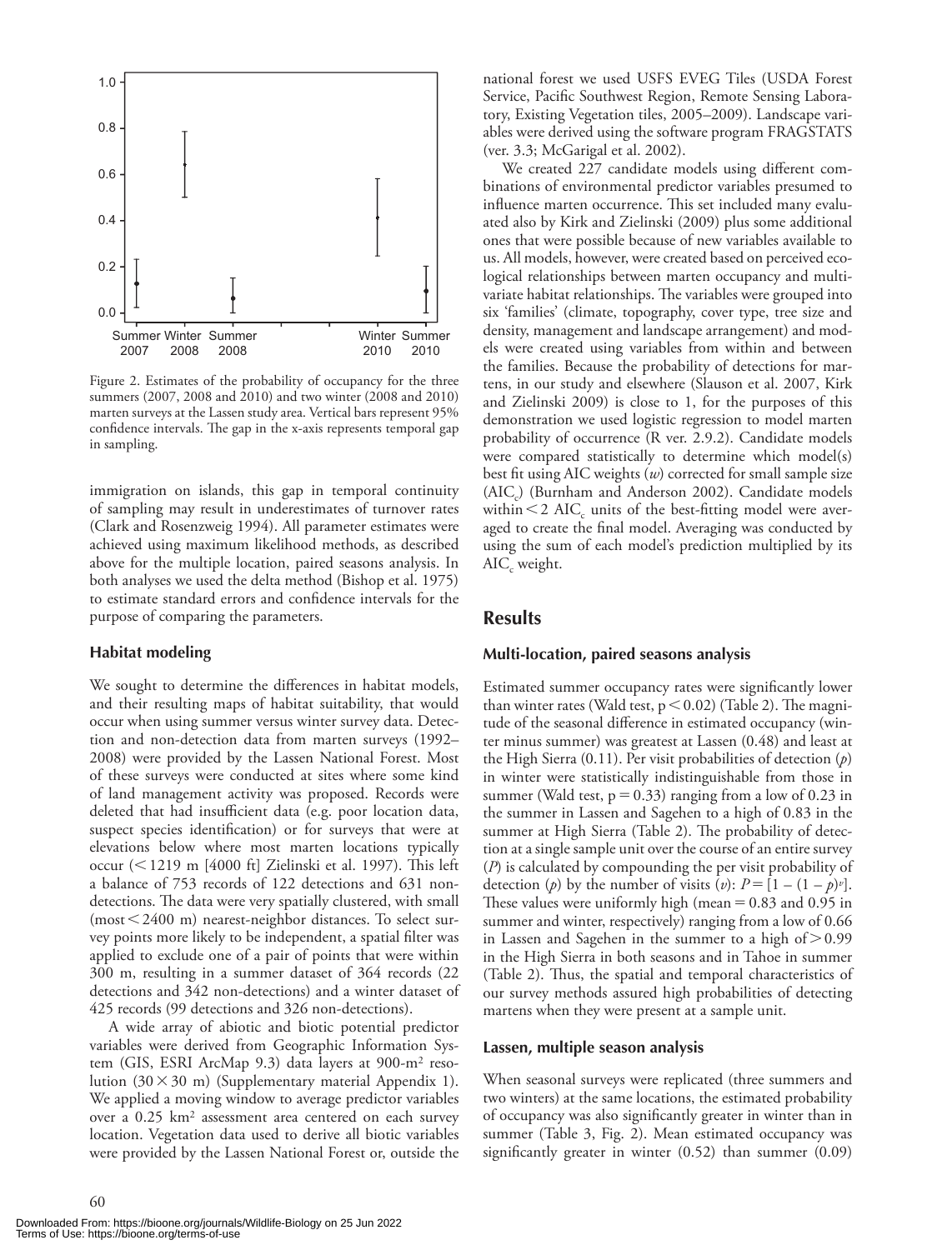Figure 2. Estimates of the probability of occupancy for the three summers (2007, 2008 and 2010) and two winter (2008 and 2010) marten surveys at the Lassen study area. Vertical bars represent 95% confidence intervals. The gap in the x-axis represents temporal gap in sampling.

immigration on islands, this gap in temporal continuity of sampling may result in underestimates of turnover rates (Clark and Rosenzweig 1994). All parameter estimates were achieved using maximum likelihood methods, as described above for the multiple location, paired seasons analysis. In both analyses we used the delta method (Bishop et al. 1975) to estimate standard errors and confidence intervals for the purpose of comparing the parameters.

### Habitat modeling

We sought to determine the differences in habitat models, and their resulting maps of habitat suitability, that would occur when using summer versus winter survey data. Detection and non-detection data from marten surveys (1992–2008) were provided by the Lassen National Forest. Most of these surveys were conducted at sites where some kind of land management activity was proposed. Records were deleted that had insufficient data (e.g. poor location data, suspect species identification) or for surveys that were at elevations below where most marten locations typically occur (< 1219 m [4000 ft] Zielinski et al. 1997). This left a balance of 753 records of 122 detections and 631 non-detections. The data were very spatially clustered, with small (most < 2400 m) nearest-neighbor distances. To select survey points more likely to be independent, a spatial filter was applied to exclude one of a pair of points that were within 300 m, resulting in a summer dataset of 364 records (22 detections and 342 non-detections) and a winter dataset of 425 records (99 detections and 326 non-detections).

A wide array of abiotic and biotic potential predictor variables were derived from Geographic Information System (GIS, ESRI ArcMap 9.3) data layers at 900-m$^2$ resolution ($30 \times 30$ m) (Supplementary material Appendix 1). We applied a moving window to average predictor variables over a 0.25 km$^2$ assessment area centered on each survey location. Vegetation data used to derive all biotic variables were provided by the Lassen National Forest or, outside the national forest we used USFS EVEG Tiles (USDA Forest Service, Pacific Southwest Region, Remote Sensing Laboratory, Existing Vegetation tiles, 2005–2009). Landscape variables were derived using the software program FRAGSTATS (ver. 3.3; McGarigal et al. 2002).

We created 227 candidate models using different combinations of environmental predictor variables presumed to influence marten occurrence. This set included many evaluated also by Kirk and Zielinski (2009) plus some additional ones that were possible because of new variables available to us. All models, however, were created based on perceived ecological relationships between marten occupancy and multivariate habitat relationships. The variables were grouped into six 'families' (climate, topography, cover type, tree size and density, management and landscape arrangement) and models were created using variables from within and between the families. Because the probability of detections for martens, in our study and elsewhere (Slauson et al. 2007, Kirk and Zielinski 2009) is close to 1, for the purposes of this demonstration we used logistic regression to model marten probability of occurrence (R ver. 2.9.2). Candidate models were compared statistically to determine which model(s) best fit using AIC weights (*w*) corrected for small sample size ($AIC_c$) (Burnham and Anderson 2002). Candidate models within < 2 $AIC_c$ units of the best-fitting model were averaged to create the final model. Averaging was conducted by using the sum of each model's prediction multiplied by its $AIC_c$ weight.

## Results

### Multi-location, paired seasons analysis

Estimated summer occupancy rates were significantly lower than winter rates (Wald test, $p < 0.02$) (Table 2). The magnitude of the seasonal difference in estimated occupancy (winter minus summer) was greatest at Lassen (0.48) and least at the High Sierra (0.11). Per visit probabilities of detection ($p$) in winter were statistically indistinguishable from those in summer (Wald test, $p = 0.33$) ranging from a low of 0.23 in the summer in Lassen and Sagehen to a high of 0.83 in the summer at High Sierra (Table 2). The probability of detection at a single sample unit over the course of an entire survey ($P$) is calculated by compounding the per visit probability of detection ($p$) by the number of visits ($v$): $P = [1 - (1 - p)^v]$. These values were uniformly high (mean = 0.83 and 0.95 in summer and winter, respectively) ranging from a low of 0.66 in Lassen and Sagehen in the summer to a high of > 0.99 in the High Sierra in both seasons and in Tahoe in summer (Table 2). Thus, the spatial and temporal characteristics of our survey methods assured high probabilities of detecting martens when they were present at a sample unit.

### Lassen, multiple season analysis

When seasonal surveys were replicated (three summers and two winters) at the same locations, the estimated probability of occupancy was also significantly greater in winter than in summer (Table 3, Fig. 2). Mean estimated occupancy was significantly greater in winter (0.52) than summer (0.09)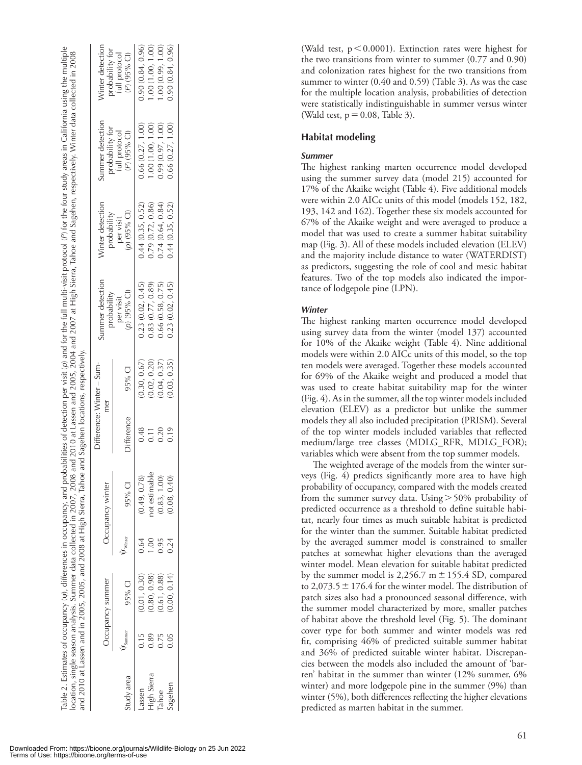Table 2. Estimates of occupancy (ψ), differences in occupancy, and probabilities of detection per visit (p) and for the full multi-visit protocol (P) for the four study areas in California using the multiple location, single season analysis. Summer data collected in 2007, 2008 and 2010 at Lassen and 2005, 2004 and 2007 at High Sierra, Tahoe and Sagehen, respectively. Winter data collected in 2008 and 2010 at Lassen and in 2005, 2005, and 2008 at High Sierra, Tahoe and Sagehen locations, respectively.

| Study area | Occupancy summer | | Occupancy winter | | Difference: Winter – Summer | | Summer detection probability per visit (p) (95% CI) | Winter detection probability per visit (p) (95% CI) | Summer detection probability for full protocol (P) (95% CI) | Winter detection probability for full protocol (P) (95% CI) |
|---|---|---|---|---|---|---|---|---|---|---|
| | $\hat{\psi}_{Summer}$ | 95% CI | $\hat{\psi}_{Winter}$ | 95% CI | Difference | 95% CI | | | | |
| Lassen | 0.15 | (0.01, 0.30) | 0.64 | (0.49, 0.78) | 0.48 | (0.30, 0.67) | 0.23 (0.02, 0.45) | 0.44 (0.35, 0.52) | 0.66 (0.27, 1.00) | 0.90 (0.84, 0.96) |
| High Sierra | 0.89 | (0.80, 0.98) | 1.00 | not estimable | 0.11 | (0.02, 0.20) | 0.83 (0.77, 0.89) | 0.79 (0.72, 0.86) | 1.00 (1.00, 1.00) | 1.00 (1.00, 1.00) |
| Tahoe | 0.75 | (0.61, 0.88) | 0.95 | (0.83, 1.00) | 0.20 | (0.04, 0.37) | 0.66 (0.58, 0.75) | 0.74 (0.64, 0.84) | 0.99 (0.97, 1.00) | 1.00 (0.99, 1.00) |
| Sagehen | 0.05 | (0.00, 0.14) | 0.24 | (0.08, 0.40) | 0.19 | (0.03, 0.35) | 0.23 (0.02, 0.45) | 0.44 (0.35, 0.52) | 0.66 (0.27, 1.00) | 0.90 (0.84, 0.96) |

(Wald test, $p < 0.0001$). Extinction rates were highest for the two transitions from winter to summer (0.77 and 0.90) and colonization rates highest for the two transitions from summer to winter (0.40 and 0.59) (Table 3). As was the case for the multiple location analysis, probabilities of detection were statistically indistinguishable in summer versus winter (Wald test, $p = 0.08$, Table 3).

## Habitat modeling

### *Summer*

The highest ranking marten occurrence model developed using the summer survey data (model 215) accounted for 17% of the Akaike weight (Table 4). Five additional models were within 2.0 AICc units of this model (models 152, 182, 193, 142 and 162). Together these six models accounted for 67% of the Akaike weight and were averaged to produce a model that was used to create a summer habitat suitability map (Fig. 3). All of these models included elevation (ELEV) and the majority include distance to water (WATERDIST) as predictors, suggesting the role of cool and mesic habitat features. Two of the top models also indicated the importance of lodgepole pine (LPN).

### *Winter*

The highest ranking marten occurrence model developed using survey data from the winter (model 137) accounted for 10% of the Akaike weight (Table 4). Nine additional models were within 2.0 AICc units of this model, so the top ten models were averaged. Together these models accounted for 69% of the Akaike weight and produced a model that was used to create habitat suitability map for the winter (Fig. 4). As in the summer, all the top winter models included elevation (ELEV) as a predictor but unlike the summer models they all also included precipitation (PRISM). Several of the top winter models included variables that reflected medium/large tree classes (MDLG_RFR, MDLG_FOR); variables which were absent from the top summer models.

The weighted average of the models from the winter surveys (Fig. 4) predicts significantly more area to have high probability of occupancy, compared with the models created from the summer survey data. Using > 50% probability of predicted occurrence as a threshold to define suitable habitat, nearly four times as much suitable habitat is predicted for the winter than the summer. Suitable habitat predicted by the averaged summer model is constrained to smaller patches at somewhat higher elevations than the averaged winter model. Mean elevation for suitable habitat predicted by the summer model is 2,256.7 m ± 155.4 SD, compared to 2,073.5 ± 176.4 for the winter model. The distribution of patch sizes also had a pronounced seasonal difference, with the summer model characterized by more, smaller patches of habitat above the threshold level (Fig. 5). The dominant cover type for both summer and winter models was red fir, comprising 46% of predicted suitable summer habitat and 36% of predicted suitable winter habitat. Discrepancies between the models also included the amount of 'barren' habitat in the summer than winter (12% summer, 6% winter) and more lodgepole pine in the summer (9%) than winter (5%), both differences reflecting the higher elevations predicted as marten habitat in the summer.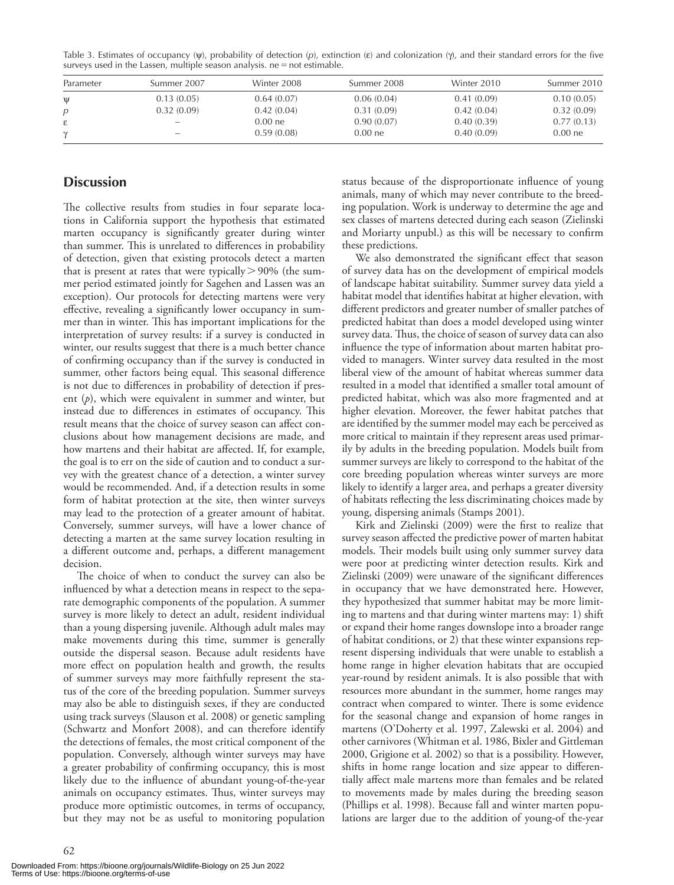Table 3. Estimates of occupancy (ψ), probability of detection (*p*), extinction (ε) and colonization (γ), and their standard errors for the five surveys used in the Lassen, multiple season analysis. ne = not estimable.

| Parameter | Summer 2007 | Winter 2008 | Summer 2008 | Winter 2010 | Summer 2010 |
|---|---|---|---|---|---|
| ψ | 0.13 (0.05) | 0.64 (0.07) | 0.06 (0.04) | 0.41 (0.09) | 0.10 (0.05) |
| *p* | 0.32 (0.09) | 0.42 (0.04) | 0.31 (0.09) | 0.42 (0.04) | 0.32 (0.09) |
| ε | – | 0.00 ne | 0.90 (0.07) | 0.40 (0.39) | 0.77 (0.13) |
| γ | – | 0.59 (0.08) | 0.00 ne | 0.40 (0.09) | 0.00 ne |

## Discussion

The collective results from studies in four separate locations in California support the hypothesis that estimated marten occupancy is significantly greater during winter than summer. This is unrelated to differences in probability of detection, given that existing protocols detect a marten that is present at rates that were typically > 90% (the summer period estimated jointly for Sagehen and Lassen was an exception). Our protocols for detecting martens were very effective, revealing a significantly lower occupancy in summer than in winter. This has important implications for the interpretation of survey results: if a survey is conducted in winter, our results suggest that there is a much better chance of confirming occupancy than if the survey is conducted in summer, other factors being equal. This seasonal difference is not due to differences in probability of detection if present (*p*), which were equivalent in summer and winter, but instead due to differences in estimates of occupancy. This result means that the choice of survey season can affect conclusions about how management decisions are made, and how martens and their habitat are affected. If, for example, the goal is to err on the side of caution and to conduct a survey with the greatest chance of a detection, a winter survey would be recommended. And, if a detection results in some form of habitat protection at the site, then winter surveys may lead to the protection of a greater amount of habitat. Conversely, summer surveys, will have a lower chance of detecting a marten at the same survey location resulting in a different outcome and, perhaps, a different management decision.

The choice of when to conduct the survey can also be influenced by what a detection means in respect to the separate demographic components of the population. A summer survey is more likely to detect an adult, resident individual than a young dispersing juvenile. Although adult males may make movements during this time, summer is generally outside the dispersal season. Because adult residents have more effect on population health and growth, the results of summer surveys may more faithfully represent the status of the core of the breeding population. Summer surveys may also be able to distinguish sexes, if they are conducted using track surveys (Slauson et al. 2008) or genetic sampling (Schwartz and Monfort 2008), and can therefore identify the detections of females, the most critical component of the population. Conversely, although winter surveys may have a greater probability of confirming occupancy, this is most likely due to the influence of abundant young-of-the-year animals on occupancy estimates. Thus, winter surveys may produce more optimistic outcomes, in terms of occupancy, but they may not be as useful to monitoring population status because of the disproportionate influence of young animals, many of which may never contribute to the breeding population. Work is underway to determine the age and sex classes of martens detected during each season (Zielinski and Moriarty unpubl.) as this will be necessary to confirm these predictions.

We also demonstrated the significant effect that season of survey data has on the development of empirical models of landscape habitat suitability. Summer survey data yield a habitat model that identifies habitat at higher elevation, with different predictors and greater number of smaller patches of predicted habitat than does a model developed using winter survey data. Thus, the choice of season of survey data can also influence the type of information about marten habitat provided to managers. Winter survey data resulted in the most liberal view of the amount of habitat whereas summer data resulted in a model that identified a smaller total amount of predicted habitat, which was also more fragmented and at higher elevation. Moreover, the fewer habitat patches that are identified by the summer model may each be perceived as more critical to maintain if they represent areas used primarily by adults in the breeding population. Models built from summer surveys are likely to correspond to the habitat of the core breeding population whereas winter surveys are more likely to identify a larger area, and perhaps a greater diversity of habitats reflecting the less discriminating choices made by young, dispersing animals (Stamps 2001).

Kirk and Zielinski (2009) were the first to realize that survey season affected the predictive power of marten habitat models. Their models built using only summer survey data were poor at predicting winter detection results. Kirk and Zielinski (2009) were unaware of the significant differences in occupancy that we have demonstrated here. However, they hypothesized that summer habitat may be more limiting to martens and that during winter martens may: 1) shift or expand their home ranges downslope into a broader range of habitat conditions, or 2) that these winter expansions represent dispersing individuals that were unable to establish a home range in higher elevation habitats that are occupied year-round by resident animals. It is also possible that with resources more abundant in the summer, home ranges may contract when compared to winter. There is some evidence for the seasonal change and expansion of home ranges in martens (O'Doherty et al. 1997, Zalewski et al. 2004) and other carnivores (Whitman et al. 1986, Bixler and Gittleman 2000, Grigione et al. 2002) so that is a possibility. However, shifts in home range location and size appear to differentially affect male martens more than females and be related to movements made by males during the breeding season (Phillips et al. 1998). Because fall and winter marten populations are larger due to the addition of young-of the-year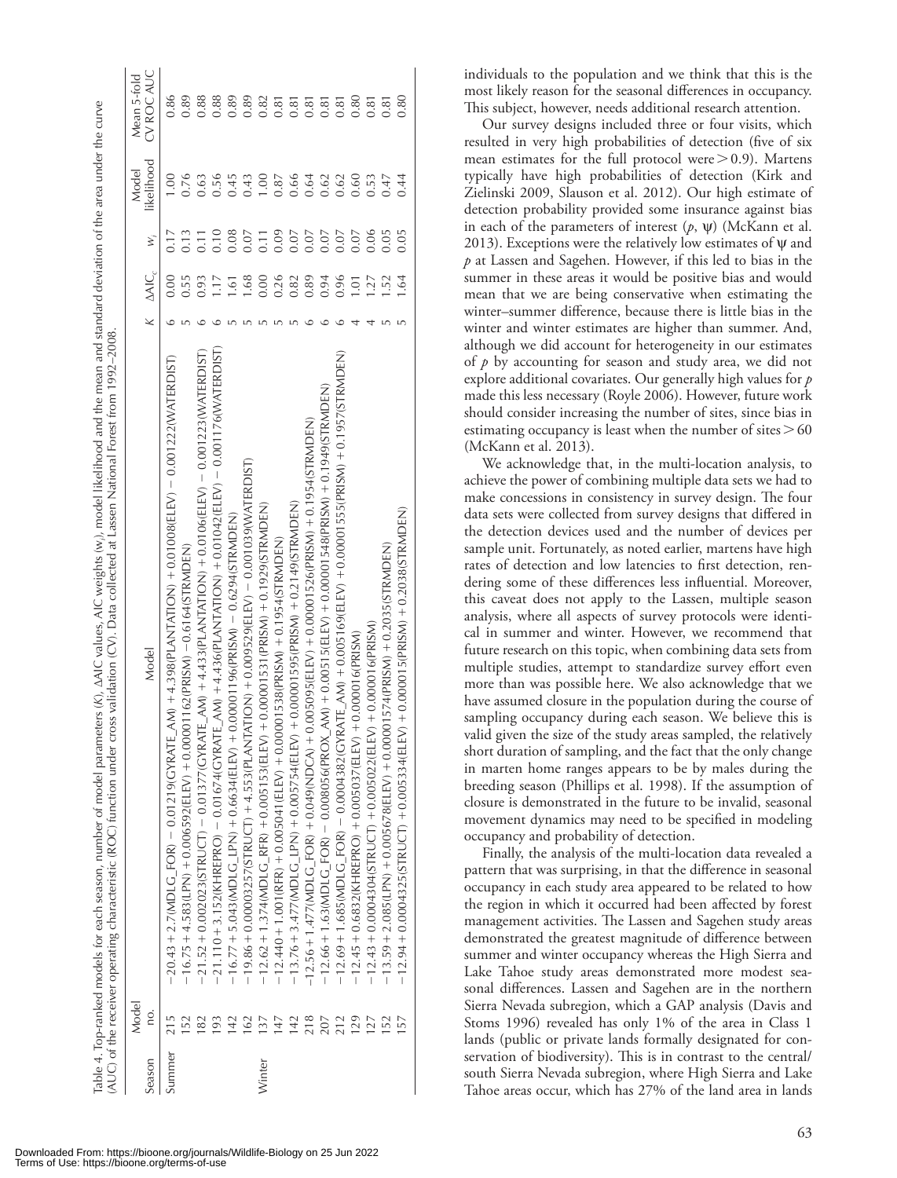Table 4. Top-ranked models for each season, number of model parameters (K), ΔAIC values, AIC weights ($w_i$), model likelihood and the mean and standard deviation of the area under the curve (AUC) of the receiver operating characteristic (ROC) function under cross validation (CV). Data collected at Lassen National Forest from 1992–2008.

| Season | Model no. | Model | K | $\Delta AIC_c$ | $w_i$ | Model likelihood | Mean 5-fold CV ROC AUC |
|---|---|---|---|---|---|---|---|
| Summer | 215 | −20.43 + 2.7(MDLG_FOR) − 0.01219(GYRATE_AM) + 4.398(PLANTATION) + 0.01008(ELEV) − 0.001222(WATERDIST) | 6 | 0.00 | 0.17 | 1.00 | 0.86 |
| | 152 | −16.75 + 4.583(LPN) + 0.006592(ELEV) + 0.00001162(PRISM) −0.6164(STRMDEN) | 5 | 0.55 | 0.13 | 0.76 | 0.89 |
| | 182 | −21.52 + 0.002023(STRUCT) − 0.01377(GYRATE_AM) + 4.433(PLANTATION) + 0.0106(ELEV) − 0.001223(WATERDIST) | 6 | 0.93 | 0.11 | 0.63 | 0.88 |
| | 193 | −21.110 + 3.152(KHREPRO) − 0.01674(GYRATE_AM) + 4.436(PLANTATION) + 0.01042(ELEV) − 0.001176(WATERDIST) | 6 | 1.17 | 0.10 | 0.56 | 0.88 |
| | 142 | −16.77 + 5.043(MDLG_LPN) + 0.6634(ELEV) + 0.00001196(PRISM) − 0.6294(STRMDEN) | 5 | 1.61 | 0.08 | 0.45 | 0.89 |
| | 162 | −19.86 + 0.00003257(STRUCT) + 4.553(PLANTATION) + 0.009529(ELEV) − 0.001039(WATERDIST) | 5 | 1.68 | 0.07 | 0.43 | 0.89 |
| Winter | 137 | −12.62 + 1.374(MDLG_RFR) + 0.005153(ELEV) + 0.00001531(PRISM) + 0.1929(STRMDEN) | 5 | 0.00 | 0.11 | 1.00 | 0.82 |
| | 147 | −12.440 + 1.001(RFR) + 0.005041(ELEV) + 0.00001538(PRISM) + 0.1954(STRMDEN) | 5 | 0.26 | 0.09 | 0.87 | 0.81 |
| | 142 | −13.76 + 3.477(MDLG_LPN) + 0.005754(ELEV) + 0.00001595(PRISM) + 0.2149(STRMDEN) | 5 | 0.82 | 0.07 | 0.66 | 0.81 |
| | 218 | −12.56 + 1.477(MDLG_FOR) + 0.049(NDCA) + 0.005095(ELEV) + 0.00001526(PRISM) + 0.1954(STRMDEN) | 6 | 0.89 | 0.07 | 0.64 | 0.81 |
| | 207 | −12.66 + 1.63(MDLG_FOR) − 0.008056(PROX_AM) + 0.00515(ELEV) + 0.00001548(PRISM) + 0.1949(STRMDEN) | 6 | 0.94 | 0.07 | 0.62 | 0.81 |
| | 212 | −12.69 + 1.685(MDLG_FOR) − 0.0004382(GYRATE_AM) + 0.005169(ELEV) + 0.00001555(PRISM) + 0.1957(STRMDEN) | 6 | 0.96 | 0.07 | 0.62 | 0.81 |
| | 129 | −12.45 + 0.6832(KHREPRO) + 0.005037(ELEV) + 0.000016(PRISM) | 4 | 1.01 | 0.07 | 0.60 | 0.80 |
| | 127 | −12.43 + 0.0004304(STRUCT) + 0.005022(ELEV) + 0.000016(PRISM) | 4 | 1.27 | 0.06 | 0.53 | 0.81 |
| | 152 | −13.59 + 2.085(LPN) + 0.005678(ELEV) + 0.00001574(PRISM) + 0.2035(STRMDEN) | 5 | 1.52 | 0.05 | 0.47 | 0.81 |
| | 157 | −12.94 + 0.0004325(STRUCT) + 0.005334(ELEV) + 0.000015(PRISM) + 0.2038(STRMDEN) | 5 | 1.64 | 0.05 | 0.44 | 0.80 |

individuals to the population and we think that this is the most likely reason for the seasonal differences in occupancy. This subject, however, needs additional research attention.

Our survey designs included three or four visits, which resulted in very high probabilities of detection (five of six mean estimates for the full protocol were > 0.9). Martens typically have high probabilities of detection (Kirk and Zielinski 2009, Slauson et al. 2012). Our high estimate of detection probability provided some insurance against bias in each of the parameters of interest ($p$, $\psi$) (McKann et al. 2013). Exceptions were the relatively low estimates of $\psi$ and $p$ at Lassen and Sagehen. However, if this led to bias in the summer in these areas it would be positive bias and would mean that we are being conservative when estimating the winter–summer difference, because there is little bias in the winter and winter estimates are higher than summer. And, although we did account for heterogeneity in our estimates of $p$ by accounting for season and study area, we did not explore additional covariates. Our generally high values for $p$ made this less necessary (Royle 2006). However, future work should consider increasing the number of sites, since bias in estimating occupancy is least when the number of sites > 60 (McKann et al. 2013).

We acknowledge that, in the multi-location analysis, to achieve the power of combining multiple data sets we had to make concessions in consistency in survey design. The four data sets were collected from survey designs that differed in the detection devices used and the number of devices per sample unit. Fortunately, as noted earlier, martens have high rates of detection and low latencies to first detection, rendering some of these differences less influential. Moreover, this caveat does not apply to the Lassen, multiple season analysis, where all aspects of survey protocols were identical in summer and winter. However, we recommend that future research on this topic, when combining data sets from multiple studies, attempt to standardize survey effort even more than was possible here. We also acknowledge that we have assumed closure in the population during the course of sampling occupancy during each season. We believe this is valid given the size of the study areas sampled, the relatively short duration of sampling, and the fact that the only change in marten home ranges appears to be by males during the breeding season (Phillips et al. 1998). If the assumption of closure is demonstrated in the future to be invalid, seasonal movement dynamics may need to be specified in modeling occupancy and probability of detection.

Finally, the analysis of the multi-location data revealed a pattern that was surprising, in that the difference in seasonal occupancy in each study area appeared to be related to how the region in which it occurred had been affected by forest management activities. The Lassen and Sagehen study areas demonstrated the greatest magnitude of difference between summer and winter occupancy whereas the High Sierra and Lake Tahoe study areas demonstrated more modest seasonal differences. Lassen and Sagehen are in the northern Sierra Nevada subregion, which a GAP analysis (Davis and Stoms 1996) revealed has only 1% of the area in Class 1 lands (public or private lands formally designated for conservation of biodiversity). This is in contrast to the central/south Sierra Nevada subregion, where High Sierra and Lake Tahoe areas occur, which has 27% of the land area in lands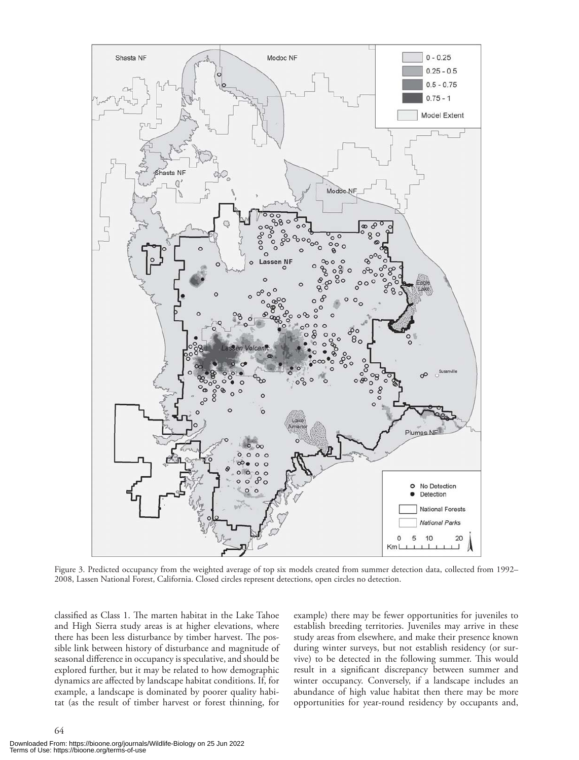Figure 3. Predicted occupancy from the weighted average of top six models created from summer detection data, collected from 1992–2008, Lassen National Forest, California. Closed circles represent detections, open circles no detection.

classified as Class 1. The marten habitat in the Lake Tahoe and High Sierra study areas is at higher elevations, where there has been less disturbance by timber harvest. The possible link between history of disturbance and magnitude of seasonal difference in occupancy is speculative, and should be explored further, but it may be related to how demographic dynamics are affected by landscape habitat conditions. If, for example, a landscape is dominated by poorer quality habitat (as the result of timber harvest or forest thinning, for example) there may be fewer opportunities for juveniles to establish breeding territories. Juveniles may arrive in these study areas from elsewhere, and make their presence known during winter surveys, but not establish residency (or survive) to be detected in the following summer. This would result in a significant discrepancy between summer and winter occupancy. Conversely, if a landscape includes an abundance of high value habitat then there may be more opportunities for year-round residency by occupants and,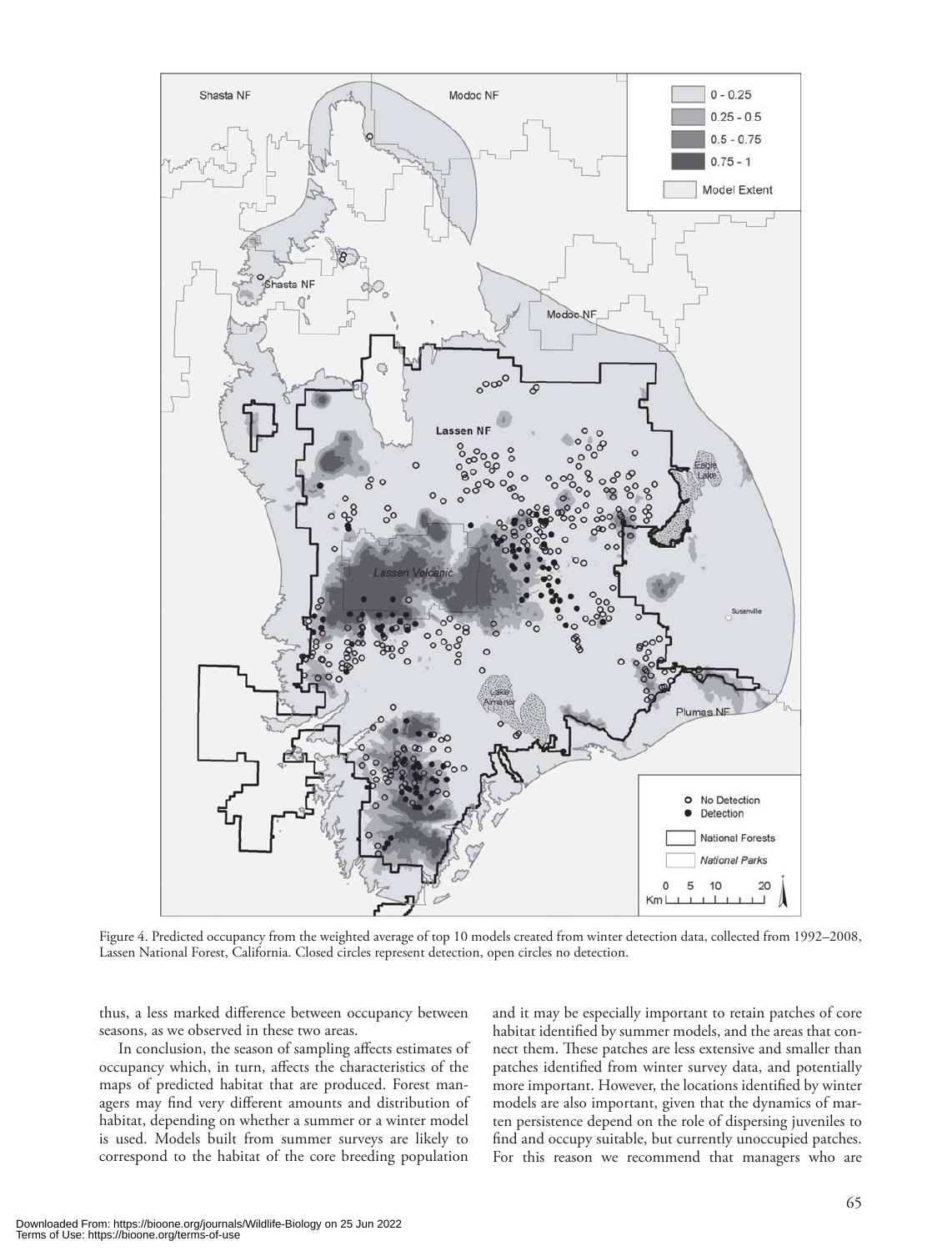Figure 4. Predicted occupancy from the weighted average of top 10 models created from winter detection data, collected from 1992–2008, Lassen National Forest, California. Closed circles represent detection, open circles no detection.

thus, a less marked difference between occupancy between seasons, as we observed in these two areas.

In conclusion, the season of sampling affects estimates of occupancy which, in turn, affects the characteristics of the maps of predicted habitat that are produced. Forest managers may find very different amounts and distribution of habitat, depending on whether a summer or a winter model is used. Models built from summer surveys are likely to correspond to the habitat of the core breeding population and it may be especially important to retain patches of core habitat identified by summer models, and the areas that connect them. These patches are less extensive and smaller than patches identified from winter survey data, and potentially more important. However, the locations identified by winter models are also important, given that the dynamics of marten persistence depend on the role of dispersing juveniles to find and occupy suitable, but currently unoccupied patches. For this reason we recommend that managers who are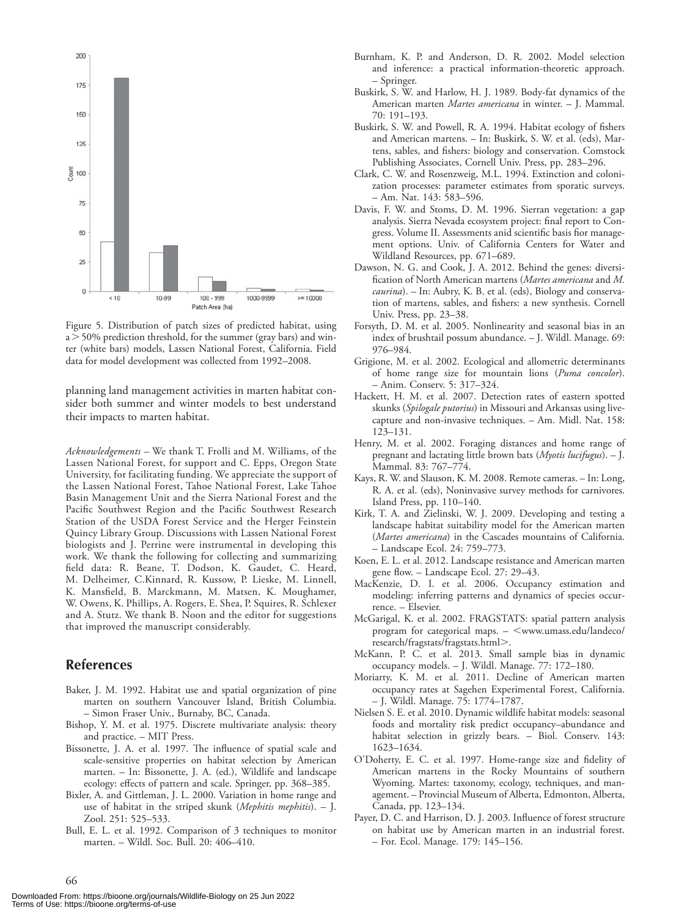Figure 5. Distribution of patch sizes of predicted habitat, using a > 50% prediction threshold, for the summer (gray bars) and winter (white bars) models, Lassen National Forest, California. Field data for model development was collected from 1992–2008.

planning land management activities in marten habitat consider both summer and winter models to best understand their impacts to marten habitat.

*Acknowledgements* – We thank T. Frolli and M. Williams, of the Lassen National Forest, for support and C. Epps, Oregon State University, for facilitating funding. We appreciate the support of the Lassen National Forest, Tahoe National Forest, Lake Tahoe Basin Management Unit and the Sierra National Forest and the Pacific Southwest Region and the Pacific Southwest Research Station of the USDA Forest Service and the Herger Feinstein Quincy Library Group. Discussions with Lassen National Forest biologists and J. Perrine were instrumental in developing this work. We thank the following for collecting and summarizing field data: R. Beane, T. Dodson, K. Gaudet, C. Heard, M. Delheimer, C.Kinnard, R. Kussow, P. Lieske, M. Linnell, K. Mansfield, B. Marckmann, M. Matsen, K. Moughamer, W. Owens, K. Phillips, A. Rogers, E. Shea, P. Squires, R. Schlexer and A. Stutz. We thank B. Noon and the editor for suggestions that improved the manuscript considerably.

## References

Baker, J. M. 1992. Habitat use and spatial organization of pine marten on southern Vancouver Island, British Columbia. – Simon Fraser Univ., Burnaby, BC, Canada.

Bishop, Y. M. et al. 1975. Discrete multivariate analysis: theory and practice. – MIT Press.

Bissonette, J. A. et al. 1997. The influence of spatial scale and scale-sensitive properties on habitat selection by American marten. – In: Bissonette, J. A. (ed.), Wildlife and landscape ecology: effects of pattern and scale. Springer, pp. 368–385.

Bixler, A. and Gittleman, J. L. 2000. Variation in home range and use of habitat in the striped skunk (*Mephitis mephitis*). – J. Zool. 251: 525–533.

Bull, E. L. et al. 1992. Comparison of 3 techniques to monitor marten. – Wildl. Soc. Bull. 20: 406–410.

Burnham, K. P. and Anderson, D. R. 2002. Model selection and inference: a practical information-theoretic approach. – Springer.

Buskirk, S. W. and Harlow, H. J. 1989. Body-fat dynamics of the American marten *Martes americana* in winter. – J. Mammal. 70: 191–193.

Buskirk, S. W. and Powell, R. A. 1994. Habitat ecology of fishers and American martens. – In: Buskirk, S. W. et al. (eds), Martens, sables, and fishers: biology and conservation. Comstock Publishing Associates, Cornell Univ. Press, pp. 283–296.

Clark, C. W. and Rosenzweig, M.L. 1994. Extinction and colonization processes: parameter estimates from sporatic surveys. – Am. Nat. 143: 583–596.

Davis, F. W. and Stoms, D. M. 1996. Sierran vegetation: a gap analysis. Sierra Nevada ecosystem project: final report to Congress. Volume II. Assessments anid scientific basis fior management options. Univ. of California Centers for Water and Wildland Resources, pp. 671–689.

Dawson, N. G. and Cook, J. A. 2012. Behind the genes: diversification of North American martens (*Martes americana* and *M. caurina*). – In: Aubry, K. B. et al. (eds), Biology and conservation of martens, sables, and fishers: a new synthesis. Cornell Univ. Press, pp. 23–38.

Forsyth, D. M. et al. 2005. Nonlinearity and seasonal bias in an index of brushtail possum abundance. – J. Wildl. Manage. 69: 976–984.

Grigione, M. et al. 2002. Ecological and allometric determinants of home range size for mountain lions (*Puma concolor*). – Anim. Conserv. 5: 317–324.

Hackett, H. M. et al. 2007. Detection rates of eastern spotted skunks (*Spilogale putorius*) in Missouri and Arkansas using live-capture and non-invasive techniques. – Am. Midl. Nat. 158: 123–131.

Henry, M. et al. 2002. Foraging distances and home range of pregnant and lactating little brown bats (*Myotis lucifugus*). – J. Mammal. 83: 767–774.

Kays, R. W. and Slauson, K. M. 2008. Remote cameras. – In: Long, R. A. et al. (eds), Noninvasive survey methods for carnivores. Island Press, pp. 110–140.

Kirk, T. A. and Zielinski, W. J. 2009. Developing and testing a landscape habitat suitability model for the American marten (*Martes americana*) in the Cascades mountains of California. – Landscape Ecol. 24: 759–773.

Koen, E. L. et al. 2012. Landscape resistance and American marten gene flow. – Landscape Ecol. 27: 29–43.

MacKenzie, D. I. et al. 2006. Occupancy estimation and modeling: inferring patterns and dynamics of species occurrence. – Elsevier.

McGarigal, K. et al. 2002. FRAGSTATS: spatial pattern analysis program for categorical maps. – <www.umass.edu/landeco/research/fragstats/fragstats.html>.

McKann, P. C. et al. 2013. Small sample bias in dynamic occupancy models. – J. Wildl. Manage. 77: 172–180.

Moriarty, K. M. et al. 2011. Decline of American marten occupancy rates at Sagehen Experimental Forest, California. – J. Wildl. Manage. 75: 1774–1787.

Nielsen S. E. et al. 2010. Dynamic wildlife habitat models: seasonal foods and mortality risk predict occupancy–abundance and habitat selection in grizzly bears. – Biol. Conserv. 143: 1623–1634.

O'Doherty, E. C. et al. 1997. Home-range size and fidelity of American martens in the Rocky Mountains of southern Wyoming. Martes: taxonomy, ecology, techniques, and management. – Provincial Museum of Alberta, Edmonton, Alberta, Canada, pp. 123–134.

Payer, D. C. and Harrison, D. J. 2003. Influence of forest structure on habitat use by American marten in an industrial forest. – For. Ecol. Manage. 179: 145–156.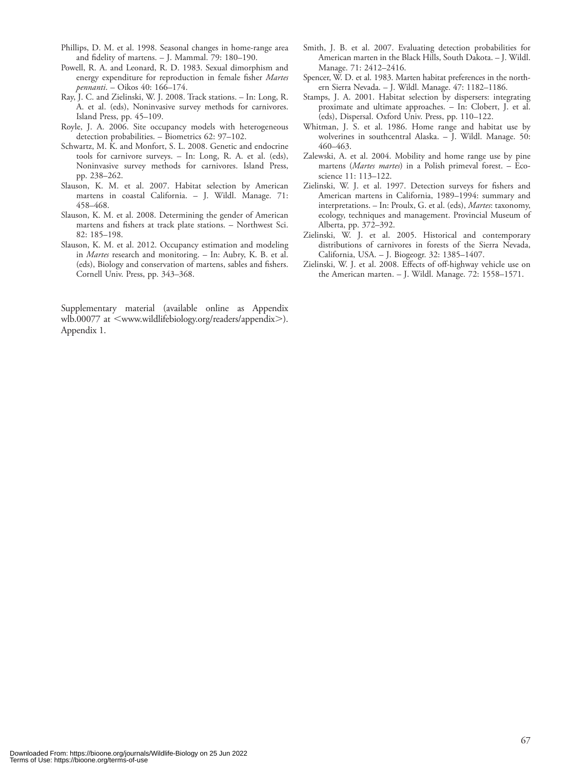Phillips, D. M. et al. 1998. Seasonal changes in home-range area and fidelity of martens. – J. Mammal. 79: 180–190.

Powell, R. A. and Leonard, R. D. 1983. Sexual dimorphism and energy expenditure for reproduction in female fisher *Martes pennanti*. – Oikos 40: 166–174.

Ray, J. C. and Zielinski, W. J. 2008. Track stations. – In: Long, R. A. et al. (eds), Noninvasive survey methods for carnivores. Island Press, pp. 45–109.

Royle, J. A. 2006. Site occupancy models with heterogeneous detection probabilities. – Biometrics 62: 97–102.

Schwartz, M. K. and Monfort, S. L. 2008. Genetic and endocrine tools for carnivore surveys. – In: Long, R. A. et al. (eds), Noninvasive survey methods for carnivores. Island Press, pp. 238–262.

Slauson, K. M. et al. 2007. Habitat selection by American martens in coastal California. – J. Wildl. Manage. 71: 458–468.

Slauson, K. M. et al. 2008. Determining the gender of American martens and fishers at track plate stations. – Northwest Sci. 82: 185–198.

Slauson, K. M. et al. 2012. Occupancy estimation and modeling in *Martes* research and monitoring. – In: Aubry, K. B. et al. (eds), Biology and conservation of martens, sables and fishers. Cornell Univ. Press, pp. 343–368.

Smith, J. B. et al. 2007. Evaluating detection probabilities for American marten in the Black Hills, South Dakota. – J. Wildl. Manage. 71: 2412–2416.

Spencer, W. D. et al. 1983. Marten habitat preferences in the northern Sierra Nevada. – J. Wildl. Manage. 47: 1182–1186.

Stamps, J. A. 2001. Habitat selection by dispersers: integrating proximate and ultimate approaches. – In: Clobert, J. et al. (eds), Dispersal. Oxford Univ. Press, pp. 110–122.

Whitman, J. S. et al. 1986. Home range and habitat use by wolverines in southcentral Alaska. – J. Wildl. Manage. 50: 460–463.

Zalewski, A. et al. 2004. Mobility and home range use by pine martens (*Martes martes*) in a Polish primeval forest. – Ecoscience 11: 113–122.

Zielinski, W. J. et al. 1997. Detection surveys for fishers and American martens in California, 1989–1994: summary and interpretations. – In: Proulx, G. et al. (eds), *Martes*: taxonomy, ecology, techniques and management. Provincial Museum of Alberta, pp. 372–392.

Zielinski, W. J. et al. 2005. Historical and contemporary distributions of carnivores in forests of the Sierra Nevada, California, USA. – J. Biogeogr. 32: 1385–1407.

Zielinski, W. J. et al. 2008. Effects of off-highway vehicle use on the American marten. – J. Wildl. Manage. 72: 1558–1571.

Supplementary material (available online as Appendix wlb.00077 at <www.wildlifebiology.org/readers/appendix>). Appendix 1.

Downloaded From: https://bioone.org/journals/Wildlife-Biology on 25 Jun 2022
Terms of Use: https://bioone.org/terms-of-use